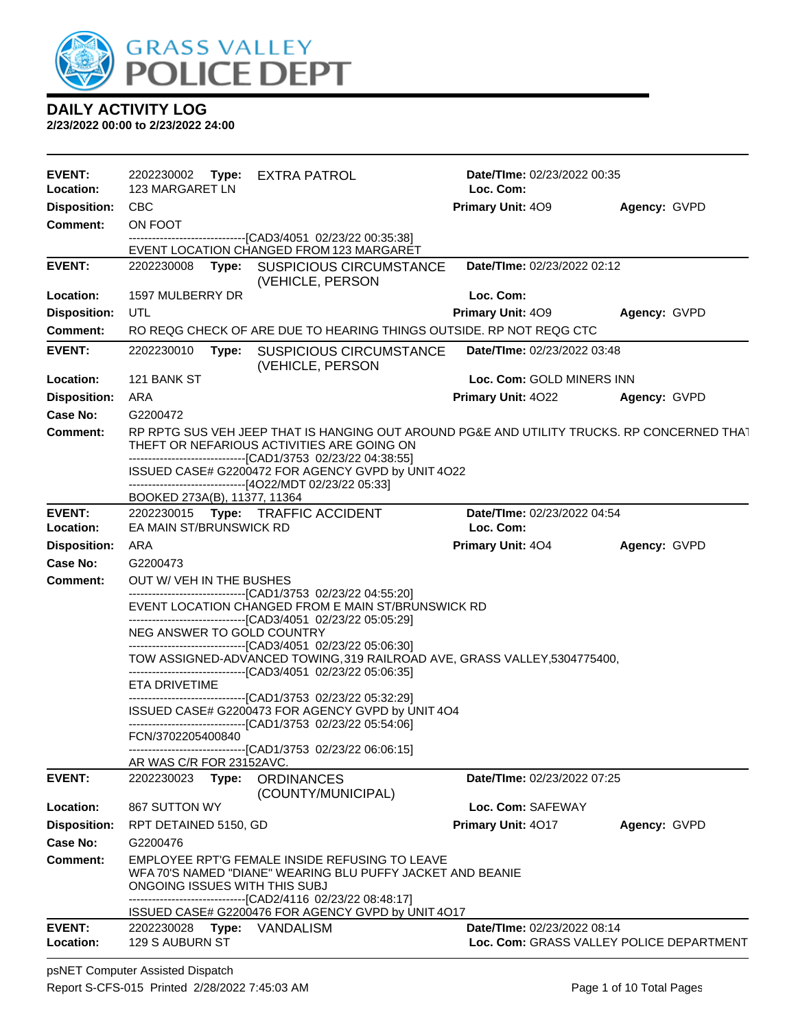# DAILY ACTIVITY LOG

**2/23/2022 00:00 to 2/23/2022 24:00**

---

**EVENT:** 2202230002 **Type:** EXTRA PATROL **Date/TIme:** 02/23/2022 00:35
**Location:** 123 MARGARET LN **Loc. Com:**
**Disposition:** CBC **Primary Unit:** 4O9 **Agency:** GVPD
**Comment:** ON FOOT
------------------------------[CAD3/4051 02/23/22 00:35:38]
EVENT LOCATION CHANGED FROM 123 MARGARET

---

**EVENT:** 2202230008 **Type:** SUSPICIOUS CIRCUMSTANCE (VEHICLE, PERSON **Date/TIme:** 02/23/2022 02:12
**Location:** 1597 MULBERRY DR **Loc. Com:**
**Disposition:** UTL **Primary Unit:** 4O9 **Agency:** GVPD
**Comment:** RO REQG CHECK OF ARE DUE TO HEARING THINGS OUTSIDE. RP NOT REQG CTC

---

**EVENT:** 2202230010 **Type:** SUSPICIOUS CIRCUMSTANCE (VEHICLE, PERSON **Date/TIme:** 02/23/2022 03:48
**Location:** 121 BANK ST **Loc. Com:** GOLD MINERS INN
**Disposition:** ARA **Primary Unit:** 4O22 **Agency:** GVPD
**Case No:** G2200472
**Comment:** RP RPTG SUS VEH JEEP THAT IS HANGING OUT AROUND PG&E AND UTILITY TRUCKS. RP CONCERNED THAT THEFT OR NEFARIOUS ACTIVITIES ARE GOING ON
------------------------------[CAD1/3753 02/23/22 04:38:55]
ISSUED CASE# G2200472 FOR AGENCY GVPD by UNIT 4O22
------------------------------[4O22/MDT 02/23/22 05:33]
BOOKED 273A(B), 11377, 11364

---

**EVENT:** 2202230015 **Type:** TRAFFIC ACCIDENT **Date/TIme:** 02/23/2022 04:54
**Location:** EA MAIN ST/BRUNSWICK RD **Loc. Com:**
**Disposition:** ARA **Primary Unit:** 4O4 **Agency:** GVPD
**Case No:** G2200473
**Comment:** OUT W/ VEH IN THE BUSHES
------------------------------[CAD1/3753 02/23/22 04:55:20]
EVENT LOCATION CHANGED FROM E MAIN ST/BRUNSWICK RD
------------------------------[CAD3/4051 02/23/22 05:05:29]
NEG ANSWER TO GOLD COUNTRY
------------------------------[CAD3/4051 02/23/22 05:06:30]
TOW ASSIGNED-ADVANCED TOWING,319 RAILROAD AVE, GRASS VALLEY,5304775400,
------------------------------[CAD3/4051 02/23/22 05:06:35]
ETA DRIVETIME
------------------------------[CAD1/3753 02/23/22 05:32:29]
ISSUED CASE# G2200473 FOR AGENCY GVPD by UNIT 4O4
------------------------------[CAD1/3753 02/23/22 05:54:06]
FCN/3702205400840
------------------------------[CAD1/3753 02/23/22 06:06:15]
AR WAS C/R FOR 23152AVC.

---

**EVENT:** 2202230023 **Type:** ORDINANCES (COUNTY/MUNICIPAL) **Date/TIme:** 02/23/2022 07:25
**Location:** 867 SUTTON WY **Loc. Com:** SAFEWAY
**Disposition:** RPT DETAINED 5150, GD **Primary Unit:** 4O17 **Agency:** GVPD
**Case No:** G2200476
**Comment:** EMPLOYEE RPT'G FEMALE INSIDE REFUSING TO LEAVE
WFA 70'S NAMED "DIANE" WEARING BLU PUFFY JACKET AND BEANIE
ONGOING ISSUES WITH THIS SUBJ
------------------------------[CAD2/4116 02/23/22 08:48:17]
ISSUED CASE# G2200476 FOR AGENCY GVPD by UNIT 4O17

---

**EVENT:** 2202230028 **Type:** VANDALISM **Date/TIme:** 02/23/2022 08:14
**Location:** 129 S AUBURN ST **Loc. Com:** GRASS VALLEY POLICE DEPARTMENT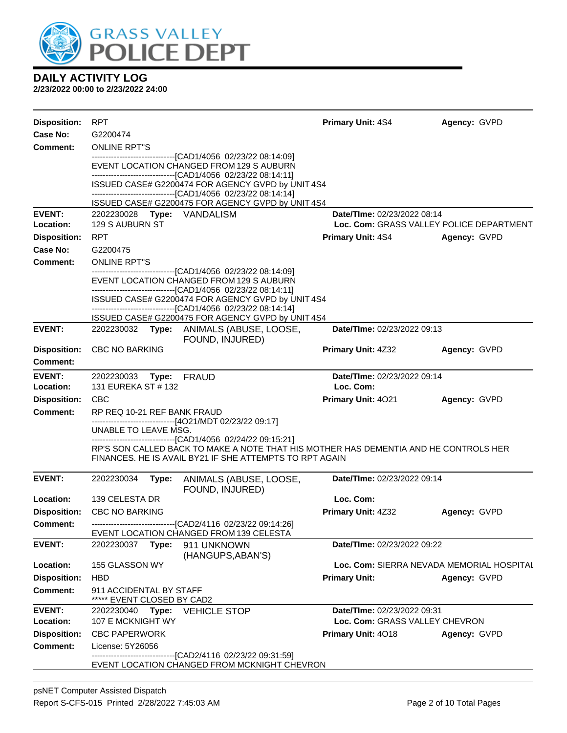# GRASS VALLEY POLICE DEPT

## DAILY ACTIVITY LOG

**2/23/2022 00:00 to 2/23/2022 24:00**

**Disposition:** RPT **Primary Unit:** 4S4 **Agency:** GVPD
**Case No:** G2200474
**Comment:** ONLINE RPT"S
------------------------------[CAD1/4056 02/23/22 08:14:09]
EVENT LOCATION CHANGED FROM 129 S AUBURN
------------------------------[CAD1/4056 02/23/22 08:14:11]
ISSUED CASE# G2200474 FOR AGENCY GVPD by UNIT 4S4
------------------------------[CAD1/4056 02/23/22 08:14:14]
ISSUED CASE# G2200475 FOR AGENCY GVPD by UNIT 4S4

---

**EVENT:** 2202230028 **Type:** VANDALISM **Date/TIme:** 02/23/2022 08:14
**Location:** 129 S AUBURN ST **Loc. Com:** GRASS VALLEY POLICE DEPARTMENT
**Disposition:** RPT **Primary Unit:** 4S4 **Agency:** GVPD
**Case No:** G2200475
**Comment:** ONLINE RPT"S
------------------------------[CAD1/4056 02/23/22 08:14:09]
EVENT LOCATION CHANGED FROM 129 S AUBURN
------------------------------[CAD1/4056 02/23/22 08:14:11]
ISSUED CASE# G2200474 FOR AGENCY GVPD by UNIT 4S4
------------------------------[CAD1/4056 02/23/22 08:14:14]
ISSUED CASE# G2200475 FOR AGENCY GVPD by UNIT 4S4

---

**EVENT:** 2202230032 **Type:** ANIMALS (ABUSE, LOOSE, FOUND, INJURED) **Date/TIme:** 02/23/2022 09:13
**Disposition:** CBC NO BARKING **Primary Unit:** 4Z32 **Agency:** GVPD
**Comment:**

---

**EVENT:** 2202230033 **Type:** FRAUD **Date/TIme:** 02/23/2022 09:14
**Location:** 131 EUREKA ST # 132 **Loc. Com:**
**Disposition:** CBC **Primary Unit:** 4O21 **Agency:** GVPD
**Comment:** RP REQ 10-21 REF BANK FRAUD
------------------------------[4O21/MDT 02/23/22 09:17]
UNABLE TO LEAVE MSG.
------------------------------[CAD1/4056 02/24/22 09:15:21]
RP'S SON CALLED BACK TO MAKE A NOTE THAT HIS MOTHER HAS DEMENTIA AND HE CONTROLS HER FINANCES. HE IS AVAIL BY21 IF SHE ATTEMPTS TO RPT AGAIN

---

**EVENT:** 2202230034 **Type:** ANIMALS (ABUSE, LOOSE, FOUND, INJURED) **Date/TIme:** 02/23/2022 09:14
**Location:** 139 CELESTA DR **Loc. Com:**
**Disposition:** CBC NO BARKING **Primary Unit:** 4Z32 **Agency:** GVPD
**Comment:** ------------------------------[CAD2/4116 02/23/22 09:14:26]
EVENT LOCATION CHANGED FROM 139 CELESTA

---

**EVENT:** 2202230037 **Type:** 911 UNKNOWN (HANGUPS,ABAN'S) **Date/TIme:** 02/23/2022 09:22
**Location:** 155 GLASSON WY **Loc. Com:** SIERRA NEVADA MEMORIAL HOSPITAL
**Disposition:** HBD **Primary Unit:** **Agency:** GVPD
**Comment:** 911 ACCIDENTAL BY STAFF
***** EVENT CLOSED BY CAD2

---

**EVENT:** 2202230040 **Type:** VEHICLE STOP **Date/TIme:** 02/23/2022 09:31
**Location:** 107 E MCKNIGHT WY **Loc. Com:** GRASS VALLEY CHEVRON
**Disposition:** CBC PAPERWORK **Primary Unit:** 4O18 **Agency:** GVPD
**Comment:** License: 5Y26056
------------------------------[CAD2/4116 02/23/22 09:31:59]
EVENT LOCATION CHANGED FROM MCKNIGHT CHEVRON

---

psNET Computer Assisted Dispatch
Report S-CFS-015 Printed 2/28/2022 7:45:03 AM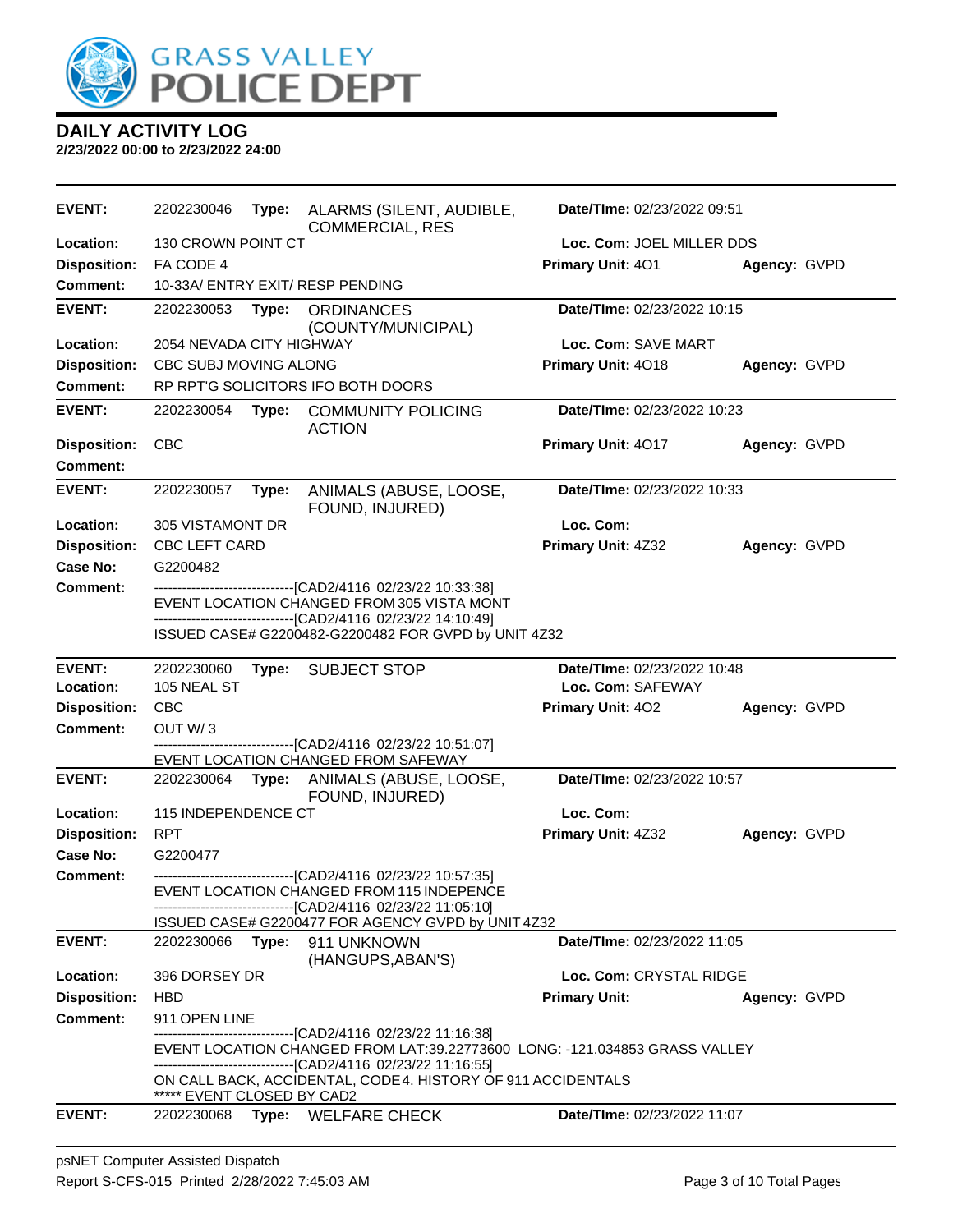# GRASS VALLEY POLICE DEPT

## DAILY ACTIVITY LOG

**2/23/2022 00:00 to 2/23/2022 24:00**

| | | | |
|---|---|---|---|
| **EVENT:** | 2202230046 **Type:** ALARMS (SILENT, AUDIBLE, COMMERCIAL, RES | **Date/TIme:** 02/23/2022 09:51 | |
| **Location:** | 130 CROWN POINT CT | **Loc. Com:** JOEL MILLER DDS | |
| **Disposition:** | FA CODE 4 | **Primary Unit:** 4O1 | **Agency:** GVPD |
| **Comment:** | 10-33A/ ENTRY EXIT/ RESP PENDING | | |

| | | | |
|---|---|---|---|
| **EVENT:** | 2202230053 **Type:** ORDINANCES (COUNTY/MUNICIPAL) | **Date/TIme:** 02/23/2022 10:15 | |
| **Location:** | 2054 NEVADA CITY HIGHWAY | **Loc. Com:** SAVE MART | |
| **Disposition:** | CBC SUBJ MOVING ALONG | **Primary Unit:** 4O18 | **Agency:** GVPD |
| **Comment:** | RP RPT'G SOLICITORS IFO BOTH DOORS | | |

| | | | |
|---|---|---|---|
| **EVENT:** | 2202230054 **Type:** COMMUNITY POLICING ACTION | **Date/TIme:** 02/23/2022 10:23 | |
| **Disposition:** | CBC | **Primary Unit:** 4O17 | **Agency:** GVPD |
| **Comment:** | | | |

| | | | |
|---|---|---|---|
| **EVENT:** | 2202230057 **Type:** ANIMALS (ABUSE, LOOSE, FOUND, INJURED) | **Date/TIme:** 02/23/2022 10:33 | |
| **Location:** | 305 VISTAMONT DR | **Loc. Com:** | |
| **Disposition:** | CBC LEFT CARD | **Primary Unit:** 4Z32 | **Agency:** GVPD |
| **Case No:** | G2200482 | | |
| **Comment:** | -------------------------------[CAD2/4116 02/23/22 10:33:38] EVENT LOCATION CHANGED FROM 305 VISTA MONT -------------------------------[CAD2/4116 02/23/22 14:10:49] ISSUED CASE# G2200482-G2200482 FOR GVPD by UNIT 4Z32 | | |

| | | | |
|---|---|---|---|
| **EVENT:** | 2202230060 **Type:** SUBJECT STOP | **Date/TIme:** 02/23/2022 10:48 | |
| **Location:** | 105 NEAL ST | **Loc. Com:** SAFEWAY | |
| **Disposition:** | CBC | **Primary Unit:** 4O2 | **Agency:** GVPD |
| **Comment:** | OUT W/ 3 -------------------------------[CAD2/4116 02/23/22 10:51:07] EVENT LOCATION CHANGED FROM SAFEWAY | | |

| | | | |
|---|---|---|---|
| **EVENT:** | 2202230064 **Type:** ANIMALS (ABUSE, LOOSE, FOUND, INJURED) | **Date/TIme:** 02/23/2022 10:57 | |
| **Location:** | 115 INDEPENDENCE CT | **Loc. Com:** | |
| **Disposition:** | RPT | **Primary Unit:** 4Z32 | **Agency:** GVPD |
| **Case No:** | G2200477 | | |
| **Comment:** | -------------------------------[CAD2/4116 02/23/22 10:57:35] EVENT LOCATION CHANGED FROM 115 INDEPENCE -------------------------------[CAD2/4116 02/23/22 11:05:10] ISSUED CASE# G2200477 FOR AGENCY GVPD by UNIT 4Z32 | | |

| | | | |
|---|---|---|---|
| **EVENT:** | 2202230066 **Type:** 911 UNKNOWN (HANGUPS,ABAN'S) | **Date/TIme:** 02/23/2022 11:05 | |
| **Location:** | 396 DORSEY DR | **Loc. Com:** CRYSTAL RIDGE | |
| **Disposition:** | HBD | **Primary Unit:** | **Agency:** GVPD |
| **Comment:** | 911 OPEN LINE -------------------------------[CAD2/4116 02/23/22 11:16:38] EVENT LOCATION CHANGED FROM LAT:39.22773600 LONG: -121.034853 GRASS VALLEY -------------------------------[CAD2/4116 02/23/22 11:16:55] ON CALL BACK, ACCIDENTAL, CODE 4. HISTORY OF 911 ACCIDENTALS ***** EVENT CLOSED BY CAD2 | | |

| | | | |
|---|---|---|---|
| **EVENT:** | 2202230068 **Type:** WELFARE CHECK | **Date/TIme:** 02/23/2022 11:07 | |

psNET Computer Assisted Dispatch
Report S-CFS-015 Printed 2/28/2022 7:45:03 AM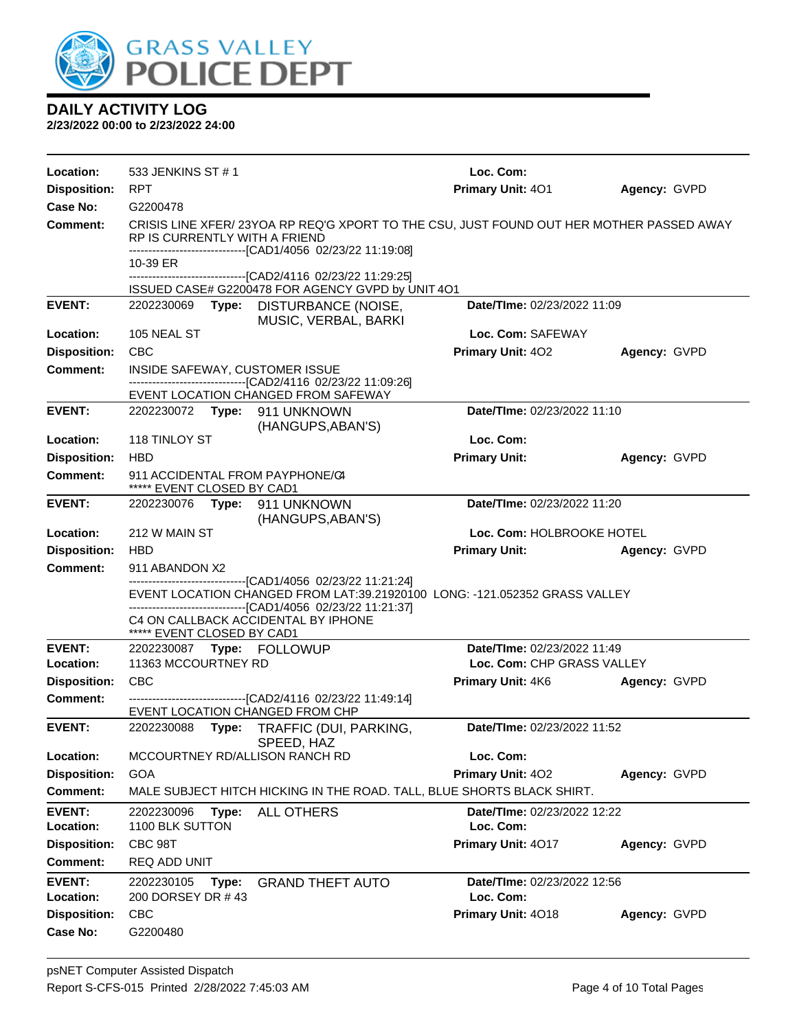# DAILY ACTIVITY LOG

**2/23/2022 00:00 to 2/23/2022 24:00**

---

**Location:** 533 JENKINS ST # 1 **Loc. Com:**
**Disposition:** RPT **Primary Unit:** 4O1 **Agency:** GVPD
**Case No:** G2200478
**Comment:** CRISIS LINE XFER/ 23YOA RP REQ'G XPORT TO THE CSU, JUST FOUND OUT HER MOTHER PASSED AWAY RP IS CURRENTLY WITH A FRIEND
------------------------------[CAD1/4056 02/23/22 11:19:08]
10-39 ER
------------------------------[CAD2/4116 02/23/22 11:29:25]
ISSUED CASE# G2200478 FOR AGENCY GVPD by UNIT 4O1

---

**EVENT:** 2202230069 **Type:** DISTURBANCE (NOISE, MUSIC, VERBAL, BARKI **Date/TIme:** 02/23/2022 11:09
**Location:** 105 NEAL ST **Loc. Com:** SAFEWAY
**Disposition:** CBC **Primary Unit:** 4O2 **Agency:** GVPD
**Comment:** INSIDE SAFEWAY, CUSTOMER ISSUE
------------------------------[CAD2/4116 02/23/22 11:09:26]
EVENT LOCATION CHANGED FROM SAFEWAY

---

**EVENT:** 2202230072 **Type:** 911 UNKNOWN (HANGUPS,ABAN'S) **Date/TIme:** 02/23/2022 11:10
**Location:** 118 TINLOY ST **Loc. Com:**
**Disposition:** HBD **Primary Unit:** **Agency:** GVPD
**Comment:** 911 ACCIDENTAL FROM PAYPHONE/C4
***** EVENT CLOSED BY CAD1

---

**EVENT:** 2202230076 **Type:** 911 UNKNOWN (HANGUPS,ABAN'S) **Date/TIme:** 02/23/2022 11:20
**Location:** 212 W MAIN ST **Loc. Com:** HOLBROOKE HOTEL
**Disposition:** HBD **Primary Unit:** **Agency:** GVPD
**Comment:** 911 ABANDON X2
------------------------------[CAD1/4056 02/23/22 11:21:24]
EVENT LOCATION CHANGED FROM LAT:39.21920100 LONG: -121.052352 GRASS VALLEY
------------------------------[CAD1/4056 02/23/22 11:21:37]
C4 ON CALLBACK ACCIDENTAL BY IPHONE
***** EVENT CLOSED BY CAD1

---

**EVENT:** 2202230087 **Type:** FOLLOWUP **Date/TIme:** 02/23/2022 11:49
**Location:** 11363 MCCOURTNEY RD **Loc. Com:** CHP GRASS VALLEY
**Disposition:** CBC **Primary Unit:** 4K6 **Agency:** GVPD
**Comment:** ------------------------------[CAD2/4116 02/23/22 11:49:14]
EVENT LOCATION CHANGED FROM CHP

---

**EVENT:** 2202230088 **Type:** TRAFFIC (DUI, PARKING, SPEED, HAZ **Date/TIme:** 02/23/2022 11:52
**Location:** MCCOURTNEY RD/ALLISON RANCH RD **Loc. Com:**
**Disposition:** GOA **Primary Unit:** 4O2 **Agency:** GVPD
**Comment:** MALE SUBJECT HITCH HICKING IN THE ROAD. TALL, BLUE SHORTS BLACK SHIRT.

---

**EVENT:** 2202230096 **Type:** ALL OTHERS **Date/TIme:** 02/23/2022 12:22
**Location:** 1100 BLK SUTTON **Loc. Com:**
**Disposition:** CBC 98T **Primary Unit:** 4O17 **Agency:** GVPD
**Comment:** REQ ADD UNIT

---

**EVENT:** 2202230105 **Type:** GRAND THEFT AUTO **Date/TIme:** 02/23/2022 12:56
**Location:** 200 DORSEY DR # 43 **Loc. Com:**
**Disposition:** CBC **Primary Unit:** 4O18 **Agency:** GVPD
**Case No:** G2200480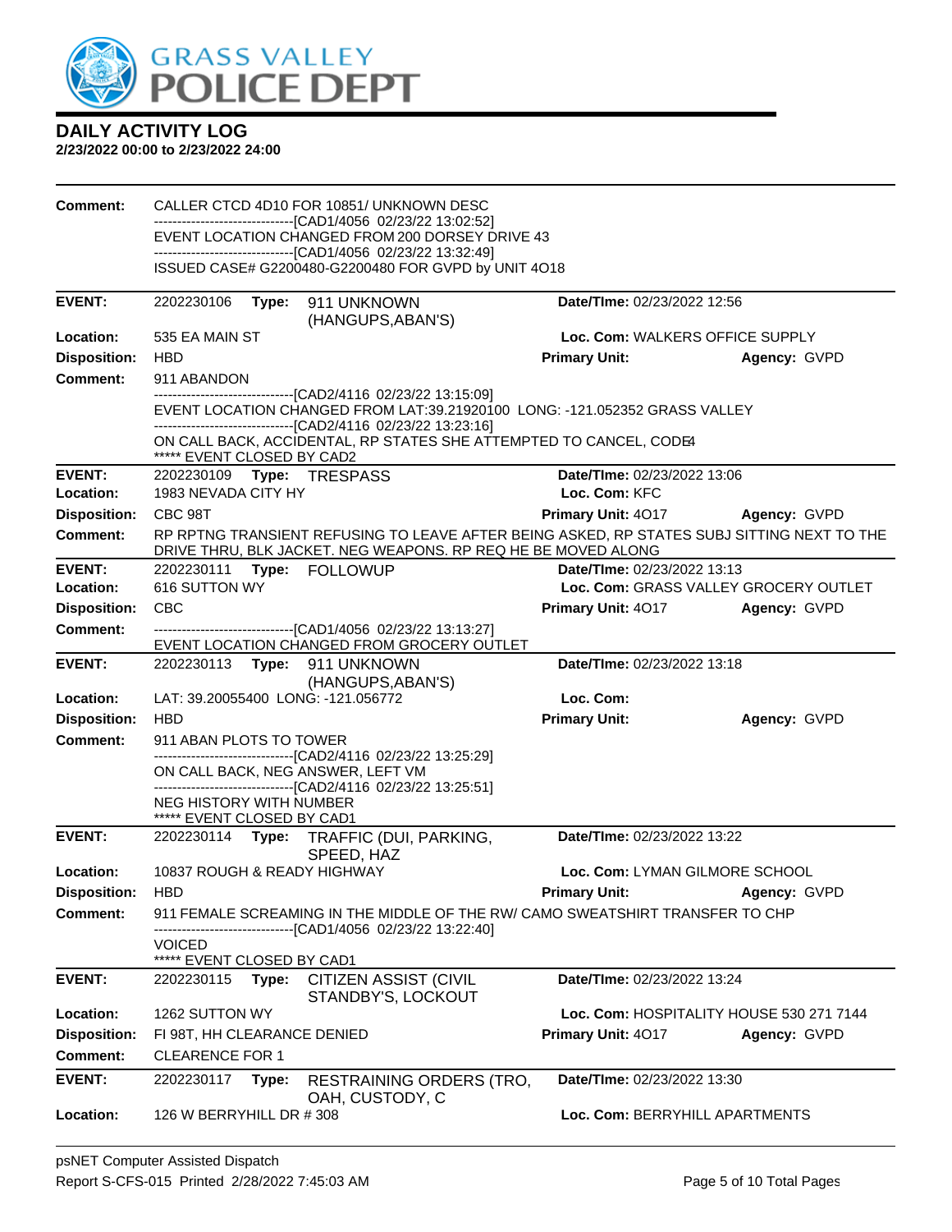# DAILY ACTIVITY LOG

**2/23/2022 00:00 to 2/23/2022 24:00**

**Comment:** CALLER CTCD 4D10 FOR 10851/ UNKNOWN DESC
------------------------------[CAD1/4056 02/23/22 13:02:52]
EVENT LOCATION CHANGED FROM 200 DORSEY DRIVE 43
------------------------------[CAD1/4056 02/23/22 13:32:49]
ISSUED CASE# G2200480-G2200480 FOR GVPD by UNIT 4O18

---

**EVENT:** 2202230106 **Type:** 911 UNKNOWN (HANGUPS,ABAN'S) **Date/TIme:** 02/23/2022 12:56
**Location:** 535 EA MAIN ST **Loc. Com:** WALKERS OFFICE SUPPLY
**Disposition:** HBD **Primary Unit:** **Agency:** GVPD
**Comment:** 911 ABANDON
------------------------------[CAD2/4116 02/23/22 13:15:09]
EVENT LOCATION CHANGED FROM LAT:39.21920100 LONG: -121.052352 GRASS VALLEY
------------------------------[CAD2/4116 02/23/22 13:23:16]
ON CALL BACK, ACCIDENTAL, RP STATES SHE ATTEMPTED TO CANCEL, CODE4
***** EVENT CLOSED BY CAD2

---

**EVENT:** 2202230109 **Type:** TRESPASS **Date/TIme:** 02/23/2022 13:06
**Location:** 1983 NEVADA CITY HY **Loc. Com:** KFC
**Disposition:** CBC 98T **Primary Unit:** 4O17 **Agency:** GVPD
**Comment:** RP RPTNG TRANSIENT REFUSING TO LEAVE AFTER BEING ASKED, RP STATES SUBJ SITTING NEXT TO THE DRIVE THRU, BLK JACKET. NEG WEAPONS. RP REQ HE BE MOVED ALONG

---

**EVENT:** 2202230111 **Type:** FOLLOWUP **Date/TIme:** 02/23/2022 13:13
**Location:** 616 SUTTON WY **Loc. Com:** GRASS VALLEY GROCERY OUTLET
**Disposition:** CBC **Primary Unit:** 4O17 **Agency:** GVPD
**Comment:** ------------------------------[CAD1/4056 02/23/22 13:13:27]
EVENT LOCATION CHANGED FROM GROCERY OUTLET

---

**EVENT:** 2202230113 **Type:** 911 UNKNOWN (HANGUPS,ABAN'S) **Date/TIme:** 02/23/2022 13:18
**Location:** LAT: 39.20055400 LONG: -121.056772 **Loc. Com:**
**Disposition:** HBD **Primary Unit:** **Agency:** GVPD
**Comment:** 911 ABAN PLOTS TO TOWER
------------------------------[CAD2/4116 02/23/22 13:25:29]
ON CALL BACK, NEG ANSWER, LEFT VM
------------------------------[CAD2/4116 02/23/22 13:25:51]
NEG HISTORY WITH NUMBER
***** EVENT CLOSED BY CAD1

---

**EVENT:** 2202230114 **Type:** TRAFFIC (DUI, PARKING, SPEED, HAZ **Date/TIme:** 02/23/2022 13:22
**Location:** 10837 ROUGH & READY HIGHWAY **Loc. Com:** LYMAN GILMORE SCHOOL
**Disposition:** HBD **Primary Unit:** **Agency:** GVPD
**Comment:** 911 FEMALE SCREAMING IN THE MIDDLE OF THE RW/ CAMO SWEATSHIRT TRANSFER TO CHP
------------------------------[CAD1/4056 02/23/22 13:22:40]
VOICED
***** EVENT CLOSED BY CAD1

---

**EVENT:** 2202230115 **Type:** CITIZEN ASSIST (CIVIL STANDBY'S, LOCKOUT **Date/TIme:** 02/23/2022 13:24
**Location:** 1262 SUTTON WY **Loc. Com:** HOSPITALITY HOUSE 530 271 7144
**Disposition:** FI 98T, HH CLEARANCE DENIED **Primary Unit:** 4O17 **Agency:** GVPD
**Comment:** CLEARENCE FOR 1

---

**EVENT:** 2202230117 **Type:** RESTRAINING ORDERS (TRO, OAH, CUSTODY, C **Date/TIme:** 02/23/2022 13:30
**Location:** 126 W BERRYHILL DR # 308 **Loc. Com:** BERRYHILL APARTMENTS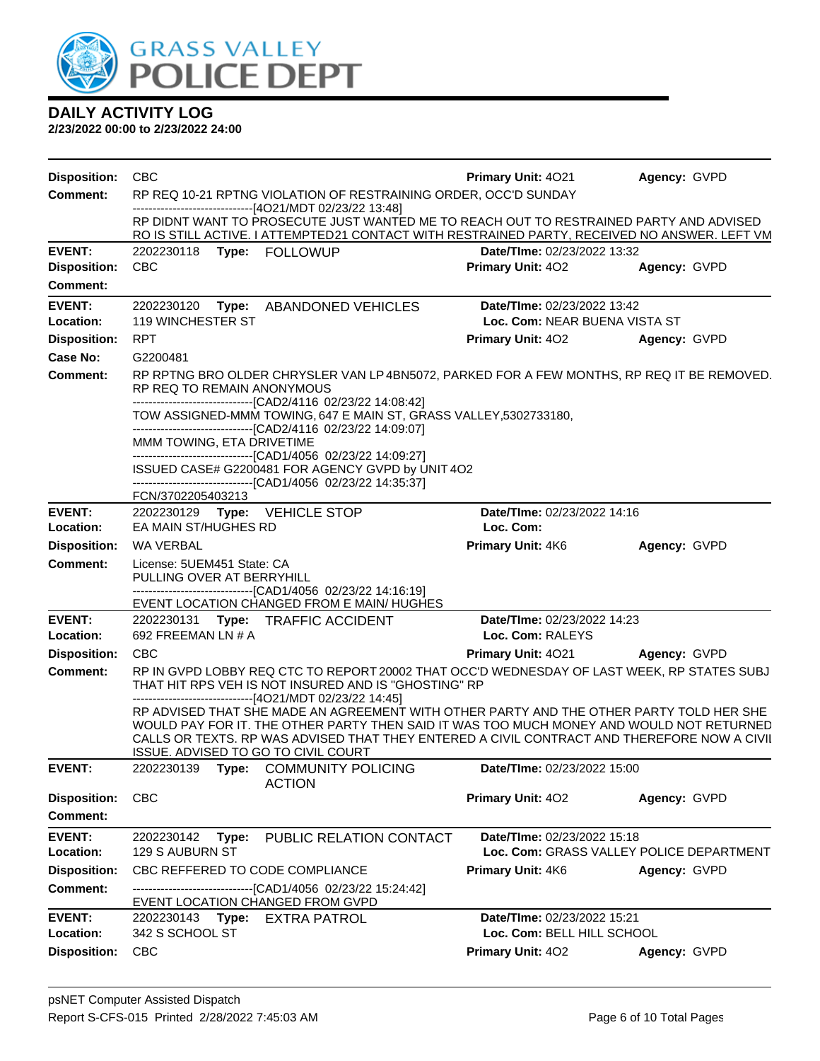# GRASS VALLEY POLICE DEPT

## DAILY ACTIVITY LOG

**2/23/2022 00:00 to 2/23/2022 24:00**

**Disposition:** CBC **Primary Unit:** 4O21 **Agency:** GVPD

**Comment:** RP REQ 10-21 RPTNG VIOLATION OF RESTRAINING ORDER, OCC'D SUNDAY
------------------------------[4O21/MDT 02/23/22 13:48]
RP DIDNT WANT TO PROSECUTE JUST WANTED ME TO REACH OUT TO RESTRAINED PARTY AND ADVISED RO IS STILL ACTIVE. I ATTEMPTED21 CONTACT WITH RESTRAINED PARTY, RECEIVED NO ANSWER. LEFT VM

---

**EVENT:** 2202230118 **Type:** FOLLOWUP **Date/TIme:** 02/23/2022 13:32
**Disposition:** CBC **Primary Unit:** 4O2 **Agency:** GVPD
**Comment:**

---

**EVENT:** 2202230120 **Type:** ABANDONED VEHICLES **Date/TIme:** 02/23/2022 13:42
**Location:** 119 WINCHESTER ST **Loc. Com:** NEAR BUENA VISTA ST
**Disposition:** RPT **Primary Unit:** 4O2 **Agency:** GVPD
**Case No:** G2200481
**Comment:** RP RPTNG BRO OLDER CHRYSLER VAN LP 4BN5072, PARKED FOR A FEW MONTHS, RP REQ IT BE REMOVED. RP REQ TO REMAIN ANONYMOUS
------------------------------[CAD2/4116 02/23/22 14:08:42]
TOW ASSIGNED-MMM TOWING, 647 E MAIN ST, GRASS VALLEY,5302733180,
------------------------------[CAD2/4116 02/23/22 14:09:07]
MMM TOWING, ETA DRIVETIME
------------------------------[CAD1/4056 02/23/22 14:09:27]
ISSUED CASE# G2200481 FOR AGENCY GVPD by UNIT 4O2
------------------------------[CAD1/4056 02/23/22 14:35:37]
FCN/3702205403213

---

**EVENT:** 2202230129 **Type:** VEHICLE STOP **Date/TIme:** 02/23/2022 14:16
**Location:** EA MAIN ST/HUGHES RD **Loc. Com:**
**Disposition:** WA VERBAL **Primary Unit:** 4K6 **Agency:** GVPD
**Comment:** License: 5UEM451 State: CA
PULLING OVER AT BERRYHILL
------------------------------[CAD1/4056 02/23/22 14:16:19]
EVENT LOCATION CHANGED FROM E MAIN/ HUGHES

---

**EVENT:** 2202230131 **Type:** TRAFFIC ACCIDENT **Date/TIme:** 02/23/2022 14:23
**Location:** 692 FREEMAN LN # A **Loc. Com:** RALEYS
**Disposition:** CBC **Primary Unit:** 4O21 **Agency:** GVPD
**Comment:** RP IN GVPD LOBBY REQ CTC TO REPORT 20002 THAT OCC'D WEDNESDAY OF LAST WEEK, RP STATES SUBJ THAT HIT RPS VEH IS NOT INSURED AND IS "GHOSTING" RP
------------------------------[4O21/MDT 02/23/22 14:45]
RP ADVISED THAT SHE MADE AN AGREEMENT WITH OTHER PARTY AND THE OTHER PARTY TOLD HER SHE WOULD PAY FOR IT. THE OTHER PARTY THEN SAID IT WAS TOO MUCH MONEY AND WOULD NOT RETURNED CALLS OR TEXTS. RP WAS ADVISED THAT THEY ENTERED A CIVIL CONTRACT AND THEREFORE NOW A CIVIL ISSUE. ADVISED TO GO TO CIVIL COURT

---

**EVENT:** 2202230139 **Type:** COMMUNITY POLICING ACTION **Date/TIme:** 02/23/2022 15:00
**Disposition:** CBC **Primary Unit:** 4O2 **Agency:** GVPD
**Comment:**

---

**EVENT:** 2202230142 **Type:** PUBLIC RELATION CONTACT **Date/TIme:** 02/23/2022 15:18
**Location:** 129 S AUBURN ST **Loc. Com:** GRASS VALLEY POLICE DEPARTMENT
**Disposition:** CBC REFFERED TO CODE COMPLIANCE **Primary Unit:** 4K6 **Agency:** GVPD
**Comment:** ------------------------------[CAD1/4056 02/23/22 15:24:42]
EVENT LOCATION CHANGED FROM GVPD

---

**EVENT:** 2202230143 **Type:** EXTRA PATROL **Date/TIme:** 02/23/2022 15:21
**Location:** 342 S SCHOOL ST **Loc. Com:** BELL HILL SCHOOL
**Disposition:** CBC **Primary Unit:** 4O2 **Agency:** GVPD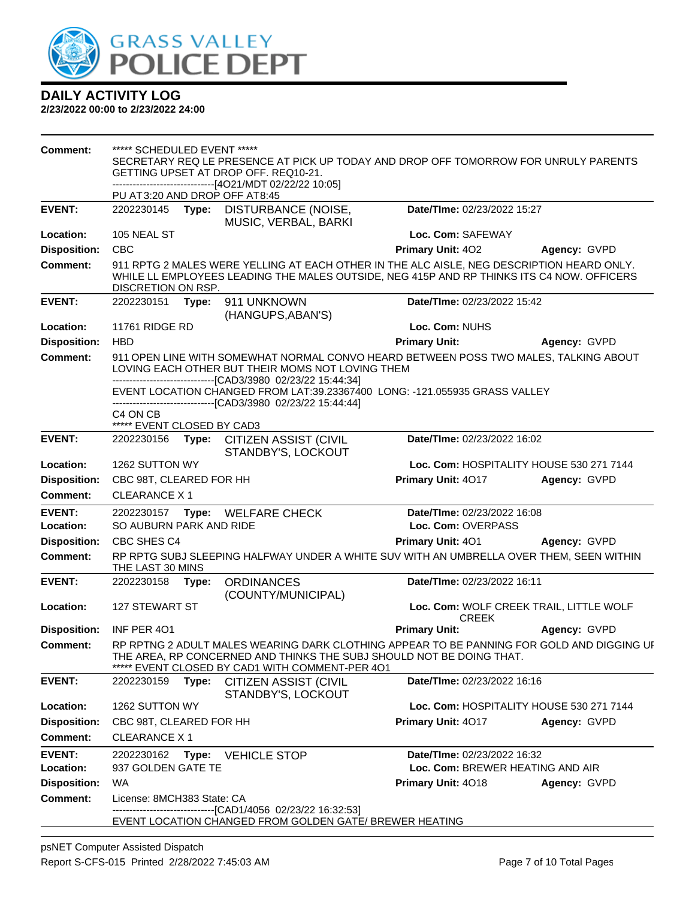# DAILY ACTIVITY LOG

**2/23/2022 00:00 to 2/23/2022 24:00**

| | | | |
|---|---|---|---|
| **Comment:** | ***** SCHEDULED EVENT *****<br>SECRETARY REQ LE PRESENCE AT PICK UP TODAY AND DROP OFF TOMORROW FOR UNRULY PARENTS GETTING UPSET AT DROP OFF. REQ10-21.<br>------------------------------[4O21/MDT 02/22/22 10:05]<br>PU AT3:20 AND DROP OFF AT8:45 | | |

| | | | |
|---|---|---|---|
| **EVENT:** | 2202230145 **Type:** DISTURBANCE (NOISE, MUSIC, VERBAL, BARKI | **Date/TIme:** 02/23/2022 15:27 | |
| **Location:** | 105 NEAL ST | **Loc. Com:** SAFEWAY | |
| **Disposition:** | CBC | **Primary Unit:** 4O2 | **Agency:** GVPD |
| **Comment:** | 911 RPTG 2 MALES WERE YELLING AT EACH OTHER IN THE ALC AISLE, NEG DESCRIPTION HEARD ONLY. WHILE LL EMPLOYEES LEADING THE MALES OUTSIDE, NEG 415P AND RP THINKS ITS C4 NOW. OFFICERS DISCRETION ON RSP. | | |

| | | | |
|---|---|---|---|
| **EVENT:** | 2202230151 **Type:** 911 UNKNOWN (HANGUPS,ABAN'S) | **Date/TIme:** 02/23/2022 15:42 | |
| **Location:** | 11761 RIDGE RD | **Loc. Com:** NUHS | |
| **Disposition:** | HBD | **Primary Unit:** | **Agency:** GVPD |
| **Comment:** | 911 OPEN LINE WITH SOMEWHAT NORMAL CONVO HEARD BETWEEN POSS TWO MALES, TALKING ABOUT LOVING EACH OTHER BUT THEIR MOMS NOT LOVING THEM<br>------------------------------[CAD3/3980 02/23/22 15:44:34]<br>EVENT LOCATION CHANGED FROM LAT:39.23367400 LONG: -121.055935 GRASS VALLEY<br>------------------------------[CAD3/3980 02/23/22 15:44:44]<br>C4 ON CB<br>***** EVENT CLOSED BY CAD3 | | |

| | | | |
|---|---|---|---|
| **EVENT:** | 2202230156 **Type:** CITIZEN ASSIST (CIVIL STANDBY'S, LOCKOUT | **Date/TIme:** 02/23/2022 16:02 | |
| **Location:** | 1262 SUTTON WY | **Loc. Com:** HOSPITALITY HOUSE 530 271 7144 | |
| **Disposition:** | CBC 98T, CLEARED FOR HH | **Primary Unit:** 4O17 | **Agency:** GVPD |
| **Comment:** | CLEARANCE X 1 | | |

| | | | |
|---|---|---|---|
| **EVENT:** | 2202230157 **Type:** WELFARE CHECK | **Date/TIme:** 02/23/2022 16:08 | |
| **Location:** | SO AUBURN PARK AND RIDE | **Loc. Com:** OVERPASS | |
| **Disposition:** | CBC SHES C4 | **Primary Unit:** 4O1 | **Agency:** GVPD |
| **Comment:** | RP RPTG SUBJ SLEEPING HALFWAY UNDER A WHITE SUV WITH AN UMBRELLA OVER THEM, SEEN WITHIN THE LAST 30 MINS | | |

| | | | |
|---|---|---|---|
| **EVENT:** | 2202230158 **Type:** ORDINANCES (COUNTY/MUNICIPAL) | **Date/TIme:** 02/23/2022 16:11 | |
| **Location:** | 127 STEWART ST | **Loc. Com:** WOLF CREEK TRAIL, LITTLE WOLF CREEK | |
| **Disposition:** | INF PER 4O1 | **Primary Unit:** | **Agency:** GVPD |
| **Comment:** | RP RPTNG 2 ADULT MALES WEARING DARK CLOTHING APPEAR TO BE PANNING FOR GOLD AND DIGGING UI THE AREA, RP CONCERNED AND THINKS THE SUBJ SHOULD NOT BE DOING THAT.<br>***** EVENT CLOSED BY CAD1 WITH COMMENT-PER 4O1 | | |

| | | | |
|---|---|---|---|
| **EVENT:** | 2202230159 **Type:** CITIZEN ASSIST (CIVIL STANDBY'S, LOCKOUT | **Date/TIme:** 02/23/2022 16:16 | |
| **Location:** | 1262 SUTTON WY | **Loc. Com:** HOSPITALITY HOUSE 530 271 7144 | |
| **Disposition:** | CBC 98T, CLEARED FOR HH | **Primary Unit:** 4O17 | **Agency:** GVPD |
| **Comment:** | CLEARANCE X 1 | | |

| | | | |
|---|---|---|---|
| **EVENT:** | 2202230162 **Type:** VEHICLE STOP | **Date/TIme:** 02/23/2022 16:32 | |
| **Location:** | 937 GOLDEN GATE TE | **Loc. Com:** BREWER HEATING AND AIR | |
| **Disposition:** | WA | **Primary Unit:** 4O18 | **Agency:** GVPD |
| **Comment:** | License: 8MCH383 State: CA<br>------------------------------[CAD1/4056 02/23/22 16:32:53]<br>EVENT LOCATION CHANGED FROM GOLDEN GATE/ BREWER HEATING | | |

psNET Computer Assisted Dispatch
Report S-CFS-015 Printed 2/28/2022 7:45:03 AM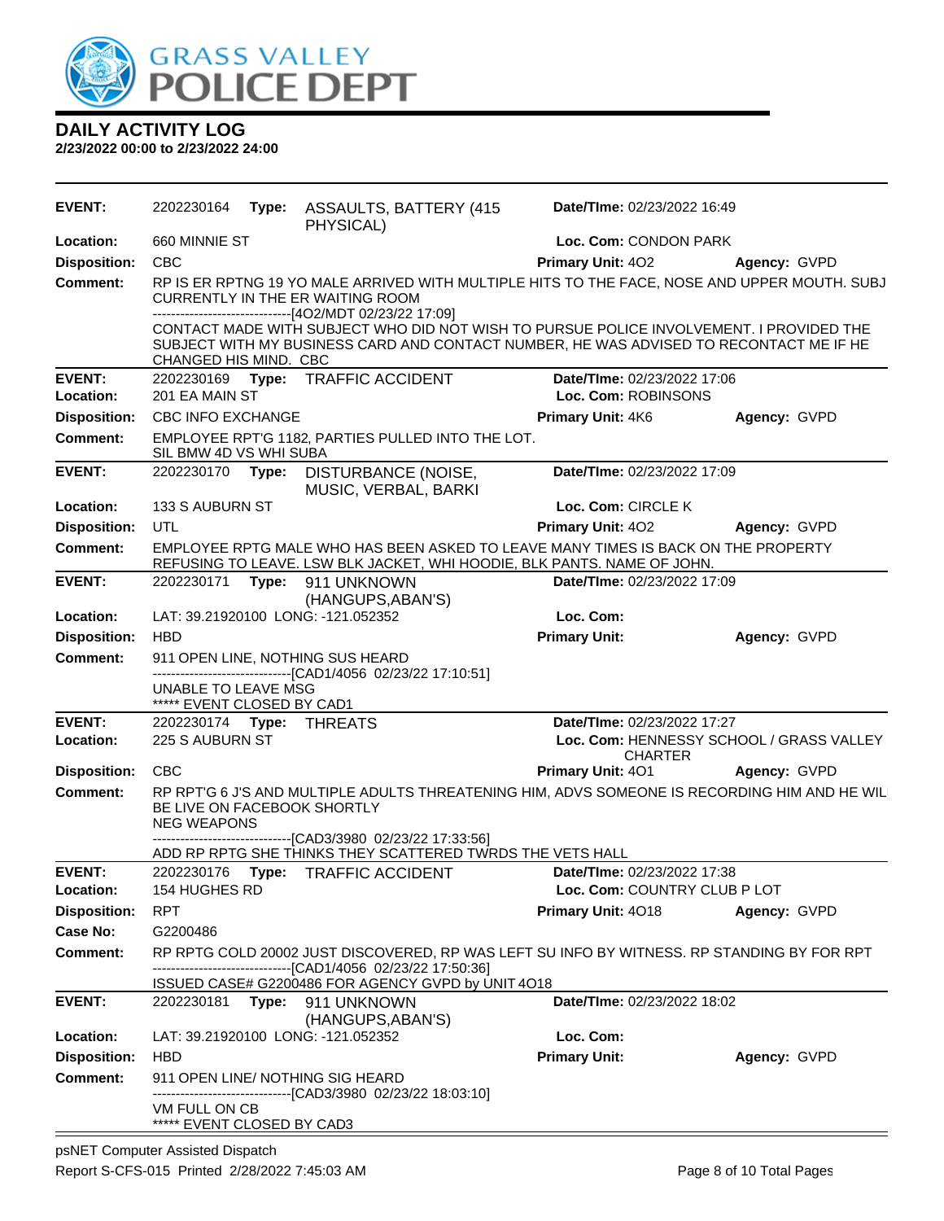# DAILY ACTIVITY LOG

**2/23/2022 00:00 to 2/23/2022 24:00**

---

**EVENT:** 2202230164 **Type:** ASSAULTS, BATTERY (415 PHYSICAL) **Date/TIme:** 02/23/2022 16:49
**Location:** 660 MINNIE ST **Loc. Com:** CONDON PARK
**Disposition:** CBC **Primary Unit:** 4O2 **Agency:** GVPD
**Comment:** RP IS ER RPTNG 19 YO MALE ARRIVED WITH MULTIPLE HITS TO THE FACE, NOSE AND UPPER MOUTH. SUBJ CURRENTLY IN THE ER WAITING ROOM
------------------------------[4O2/MDT 02/23/22 17:09]
CONTACT MADE WITH SUBJECT WHO DID NOT WISH TO PURSUE POLICE INVOLVEMENT. I PROVIDED THE SUBJECT WITH MY BUSINESS CARD AND CONTACT NUMBER, HE WAS ADVISED TO RECONTACT ME IF HE CHANGED HIS MIND. CBC

---

**EVENT:** 2202230169 **Type:** TRAFFIC ACCIDENT **Date/TIme:** 02/23/2022 17:06
**Location:** 201 EA MAIN ST **Loc. Com:** ROBINSONS
**Disposition:** CBC INFO EXCHANGE **Primary Unit:** 4K6 **Agency:** GVPD
**Comment:** EMPLOYEE RPT'G 1182, PARTIES PULLED INTO THE LOT.
SIL BMW 4D VS WHI SUBA

---

**EVENT:** 2202230170 **Type:** DISTURBANCE (NOISE, MUSIC, VERBAL, BARKI **Date/TIme:** 02/23/2022 17:09
**Location:** 133 S AUBURN ST **Loc. Com:** CIRCLE K
**Disposition:** UTL **Primary Unit:** 4O2 **Agency:** GVPD
**Comment:** EMPLOYEE RPTG MALE WHO HAS BEEN ASKED TO LEAVE MANY TIMES IS BACK ON THE PROPERTY REFUSING TO LEAVE. LSW BLK JACKET, WHI HOODIE, BLK PANTS. NAME OF JOHN.

---

**EVENT:** 2202230171 **Type:** 911 UNKNOWN (HANGUPS,ABAN'S) **Date/TIme:** 02/23/2022 17:09
**Location:** LAT: 39.21920100 LONG: -121.052352 **Loc. Com:**
**Disposition:** HBD **Primary Unit:** **Agency:** GVPD
**Comment:** 911 OPEN LINE, NOTHING SUS HEARD
------------------------------[CAD1/4056 02/23/22 17:10:51]
UNABLE TO LEAVE MSG
***** EVENT CLOSED BY CAD1

---

**EVENT:** 2202230174 **Type:** THREATS **Date/TIme:** 02/23/2022 17:27
**Location:** 225 S AUBURN ST **Loc. Com:** HENNESSY SCHOOL / GRASS VALLEY CHARTER
**Disposition:** CBC **Primary Unit:** 4O1 **Agency:** GVPD
**Comment:** RP RPT'G 6 J'S AND MULTIPLE ADULTS THREATENING HIM, ADVS SOMEONE IS RECORDING HIM AND HE WIL BE LIVE ON FACEBOOK SHORTLY
NEG WEAPONS
------------------------------[CAD3/3980 02/23/22 17:33:56]
ADD RP RPTG SHE THINKS THEY SCATTERED TWRDS THE VETS HALL

---

**EVENT:** 2202230176 **Type:** TRAFFIC ACCIDENT **Date/TIme:** 02/23/2022 17:38
**Location:** 154 HUGHES RD **Loc. Com:** COUNTRY CLUB P LOT
**Disposition:** RPT **Primary Unit:** 4O18 **Agency:** GVPD
**Case No:** G2200486
**Comment:** RP RPTG COLD 20002 JUST DISCOVERED, RP WAS LEFT SU INFO BY WITNESS. RP STANDING BY FOR RPT
------------------------------[CAD1/4056 02/23/22 17:50:36]
ISSUED CASE# G2200486 FOR AGENCY GVPD by UNIT 4O18

---

**EVENT:** 2202230181 **Type:** 911 UNKNOWN (HANGUPS,ABAN'S) **Date/TIme:** 02/23/2022 18:02
**Location:** LAT: 39.21920100 LONG: -121.052352 **Loc. Com:**
**Disposition:** HBD **Primary Unit:** **Agency:** GVPD
**Comment:** 911 OPEN LINE/ NOTHING SIG HEARD
------------------------------[CAD3/3980 02/23/22 18:03:10]
VM FULL ON CB
***** EVENT CLOSED BY CAD3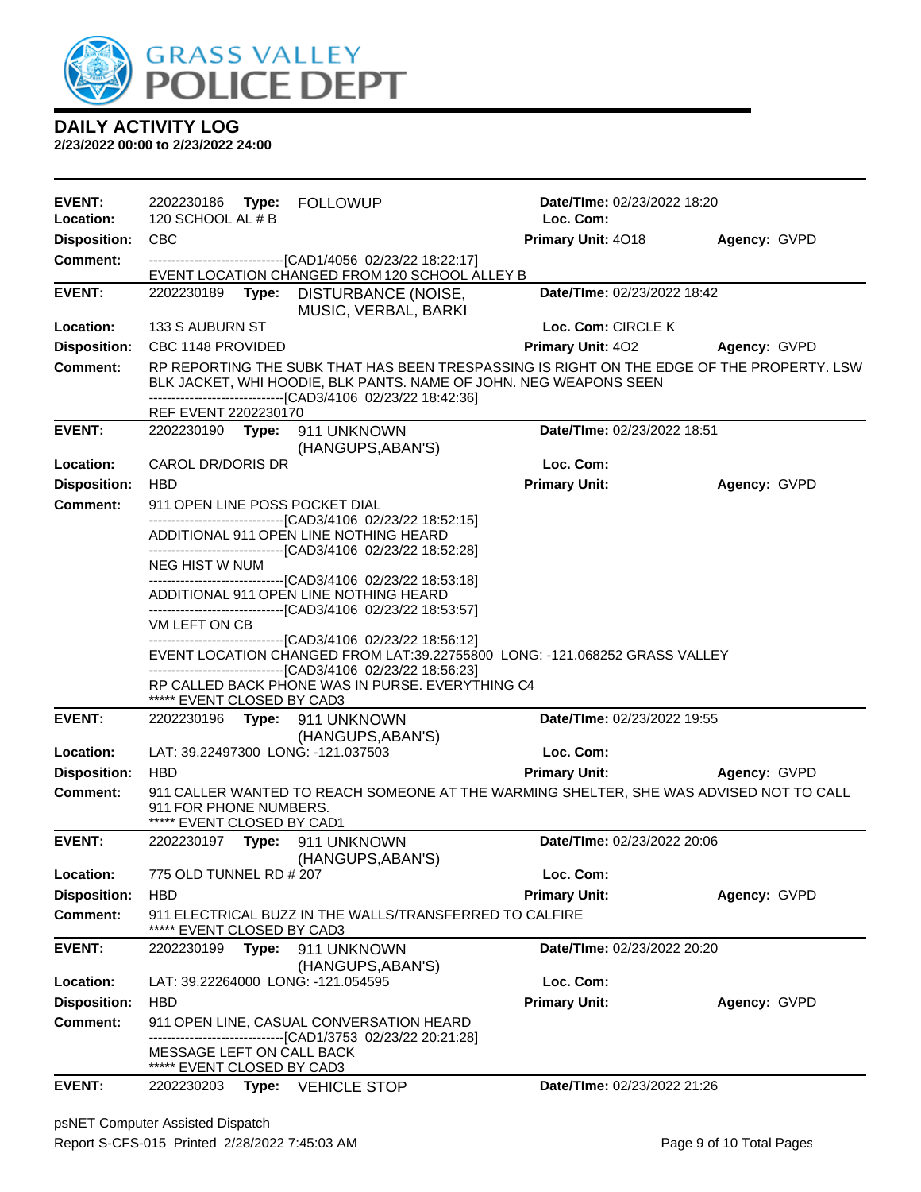# GRASS VALLEY POLICE DEPT

## DAILY ACTIVITY LOG

**2/23/2022 00:00 to 2/23/2022 24:00**

---

**EVENT:** 2202230186 **Type:** FOLLOWUP **Date/TIme:** 02/23/2022 18:20
**Location:** 120 SCHOOL AL # B **Loc. Com:**
**Disposition:** CBC **Primary Unit:** 4O18 **Agency:** GVPD
**Comment:** ------------------------------[CAD1/4056 02/23/22 18:22:17]
EVENT LOCATION CHANGED FROM 120 SCHOOL ALLEY B

---

**EVENT:** 2202230189 **Type:** DISTURBANCE (NOISE, MUSIC, VERBAL, BARKI **Date/TIme:** 02/23/2022 18:42
**Location:** 133 S AUBURN ST **Loc. Com:** CIRCLE K
**Disposition:** CBC 1148 PROVIDED **Primary Unit:** 4O2 **Agency:** GVPD
**Comment:** RP REPORTING THE SUBK THAT HAS BEEN TRESPASSING IS RIGHT ON THE EDGE OF THE PROPERTY. LSW BLK JACKET, WHI HOODIE, BLK PANTS. NAME OF JOHN. NEG WEAPONS SEEN
------------------------------[CAD3/4106 02/23/22 18:42:36]
REF EVENT 2202230170

---

**EVENT:** 2202230190 **Type:** 911 UNKNOWN (HANGUPS,ABAN'S) **Date/TIme:** 02/23/2022 18:51
**Location:** CAROL DR/DORIS DR **Loc. Com:**
**Disposition:** HBD **Primary Unit:** **Agency:** GVPD
**Comment:** 911 OPEN LINE POSS POCKET DIAL
------------------------------[CAD3/4106 02/23/22 18:52:15]
ADDITIONAL 911 OPEN LINE NOTHING HEARD
------------------------------[CAD3/4106 02/23/22 18:52:28]
NEG HIST W NUM
------------------------------[CAD3/4106 02/23/22 18:53:18]
ADDITIONAL 911 OPEN LINE NOTHING HEARD
------------------------------[CAD3/4106 02/23/22 18:53:57]
VM LEFT ON CB
------------------------------[CAD3/4106 02/23/22 18:56:12]
EVENT LOCATION CHANGED FROM LAT:39.22755800 LONG: -121.068252 GRASS VALLEY
------------------------------[CAD3/4106 02/23/22 18:56:23]
RP CALLED BACK PHONE WAS IN PURSE. EVERYTHING C4
***** EVENT CLOSED BY CAD3

---

**EVENT:** 2202230196 **Type:** 911 UNKNOWN (HANGUPS,ABAN'S) **Date/TIme:** 02/23/2022 19:55
**Location:** LAT: 39.22497300 LONG: -121.037503 **Loc. Com:**
**Disposition:** HBD **Primary Unit:** **Agency:** GVPD
**Comment:** 911 CALLER WANTED TO REACH SOMEONE AT THE WARMING SHELTER, SHE WAS ADVISED NOT TO CALL 911 FOR PHONE NUMBERS.
***** EVENT CLOSED BY CAD1

---

**EVENT:** 2202230197 **Type:** 911 UNKNOWN (HANGUPS,ABAN'S) **Date/TIme:** 02/23/2022 20:06
**Location:** 775 OLD TUNNEL RD # 207 **Loc. Com:**
**Disposition:** HBD **Primary Unit:** **Agency:** GVPD
**Comment:** 911 ELECTRICAL BUZZ IN THE WALLS/TRANSFERRED TO CALFIRE
***** EVENT CLOSED BY CAD3

---

**EVENT:** 2202230199 **Type:** 911 UNKNOWN (HANGUPS,ABAN'S) **Date/TIme:** 02/23/2022 20:20
**Location:** LAT: 39.22264000 LONG: -121.054595 **Loc. Com:**
**Disposition:** HBD **Primary Unit:** **Agency:** GVPD
**Comment:** 911 OPEN LINE, CASUAL CONVERSATION HEARD
------------------------------[CAD1/3753 02/23/22 20:21:28]
MESSAGE LEFT ON CALL BACK
***** EVENT CLOSED BY CAD3

---

**EVENT:** 2202230203 **Type:** VEHICLE STOP **Date/TIme:** 02/23/2022 21:26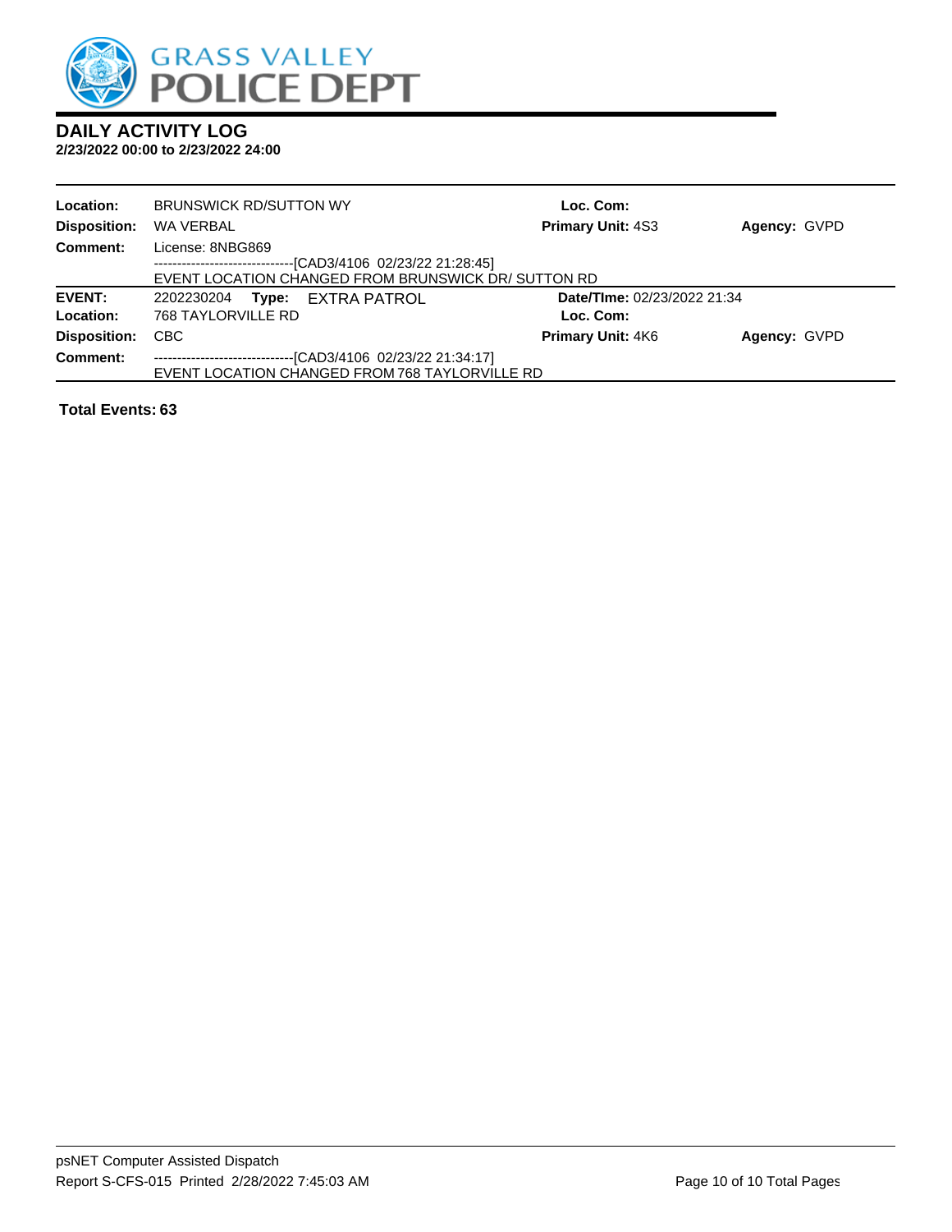**DAILY ACTIVITY LOG**
**2/23/2022 00:00 to 2/23/2022 24:00**

| | | | |
|---|---|---|---|
| **Location:** | BRUNSWICK RD/SUTTON WY | **Loc. Com:** | |
| **Disposition:** | WA VERBAL | **Primary Unit:** 4S3 | **Agency:** GVPD |
| **Comment:** | License: 8NBG869<br>------------------------------[CAD3/4106 02/23/22 21:28:45]<br>EVENT LOCATION CHANGED FROM BRUNSWICK DR/ SUTTON RD | | |

| | | | |
|---|---|---|---|
| **EVENT:** | 2202230204 **Type:** EXTRA PATROL | **Date/TIme:** 02/23/2022 21:34 | |
| **Location:** | 768 TAYLORVILLE RD | **Loc. Com:** | |
| **Disposition:** | CBC | **Primary Unit:** 4K6 | **Agency:** GVPD |
| **Comment:** | ------------------------------[CAD3/4106 02/23/22 21:34:17]<br>EVENT LOCATION CHANGED FROM 768 TAYLORVILLE RD | | |

**Total Events: 63**

psNET Computer Assisted Dispatch
Report S-CFS-015 Printed 2/28/2022 7:45:03 AM